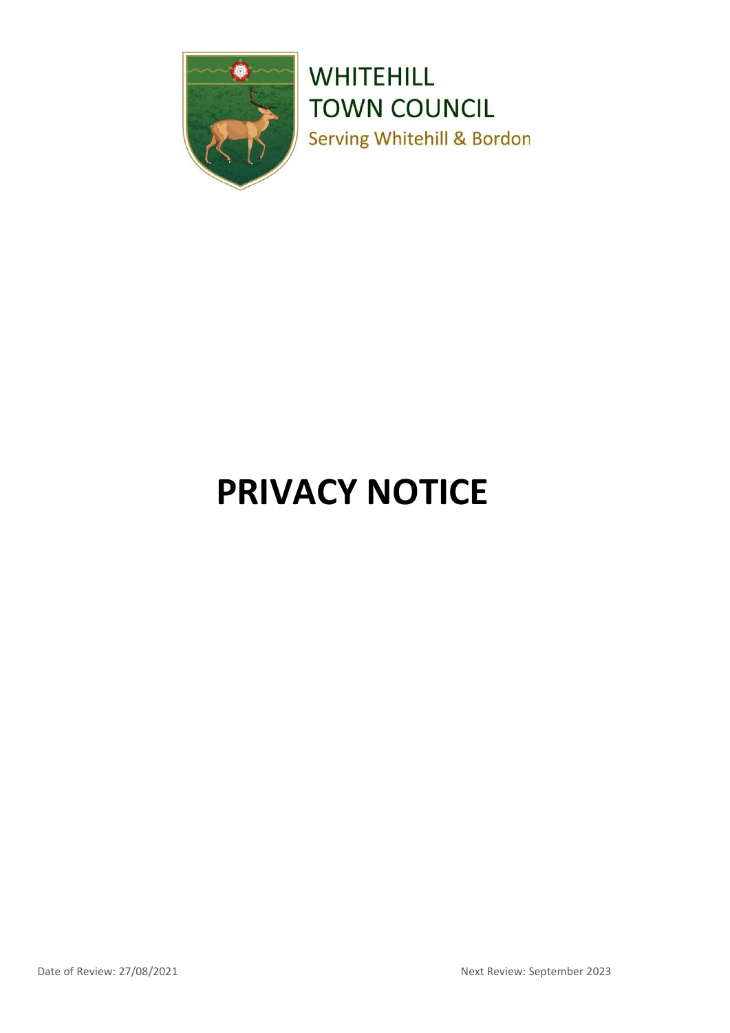WHITEHILL
TOWN COUNCIL
Serving Whitehill & Bordon

# PRIVACY NOTICE

Date of Review: 27/08/2021

Next Review: September 2023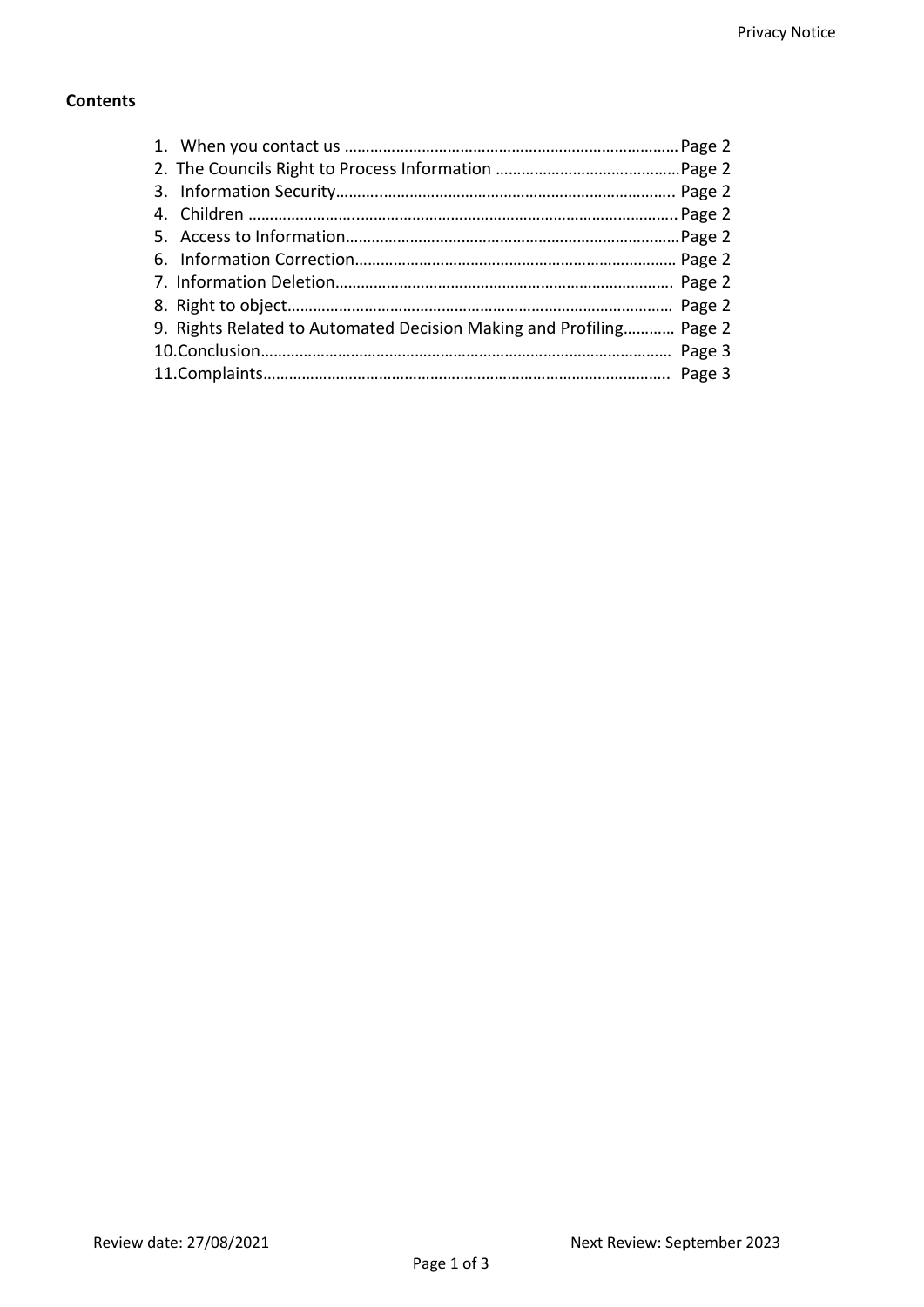**Contents**

1. When you contact us ............................................................................ Page 2
2. The Councils Right to Process Information .......................................... Page 2
3. Information Security............................................................................. Page 2
4. Children ............................................................................................... Page 2
5. Access to Information............................................................................ Page 2
6. Information Correction.......................................................................... Page 2
7. Information Deletion............................................................................. Page 2
8. Right to object....................................................................................... Page 2
9. Rights Related to Automated Decision Making and Profiling............ Page 2
10. Conclusion............................................................................................. Page 3
11. Complaints............................................................................................. Page 3

Review date: 27/08/2021 Next Review: September 2023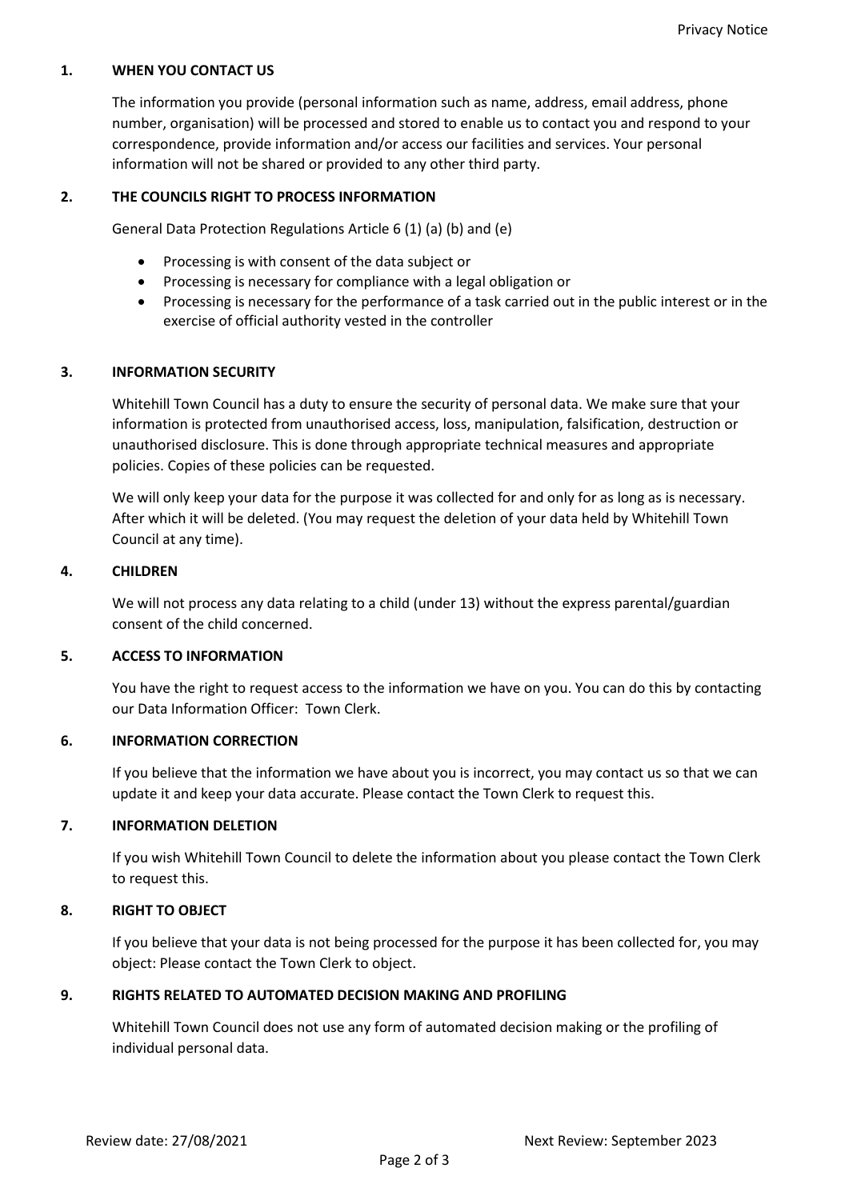## 1. WHEN YOU CONTACT US

The information you provide (personal information such as name, address, email address, phone number, organisation) will be processed and stored to enable us to contact you and respond to your correspondence, provide information and/or access our facilities and services. Your personal information will not be shared or provided to any other third party.

## 2. THE COUNCILS RIGHT TO PROCESS INFORMATION

General Data Protection Regulations Article 6 (1) (a) (b) and (e)

- Processing is with consent of the data subject or
- Processing is necessary for compliance with a legal obligation or
- Processing is necessary for the performance of a task carried out in the public interest or in the exercise of official authority vested in the controller

## 3. INFORMATION SECURITY

Whitehill Town Council has a duty to ensure the security of personal data. We make sure that your information is protected from unauthorised access, loss, manipulation, falsification, destruction or unauthorised disclosure. This is done through appropriate technical measures and appropriate policies. Copies of these policies can be requested.

We will only keep your data for the purpose it was collected for and only for as long as is necessary. After which it will be deleted. (You may request the deletion of your data held by Whitehill Town Council at any time).

## 4. CHILDREN

We will not process any data relating to a child (under 13) without the express parental/guardian consent of the child concerned.

## 5. ACCESS TO INFORMATION

You have the right to request access to the information we have on you. You can do this by contacting our Data Information Officer: Town Clerk.

## 6. INFORMATION CORRECTION

If you believe that the information we have about you is incorrect, you may contact us so that we can update it and keep your data accurate. Please contact the Town Clerk to request this.

## 7. INFORMATION DELETION

If you wish Whitehill Town Council to delete the information about you please contact the Town Clerk to request this.

## 8. RIGHT TO OBJECT

If you believe that your data is not being processed for the purpose it has been collected for, you may object: Please contact the Town Clerk to object.

## 9. RIGHTS RELATED TO AUTOMATED DECISION MAKING AND PROFILING

Whitehill Town Council does not use any form of automated decision making or the profiling of individual personal data.

Review date: 27/08/2021 Next Review: September 2023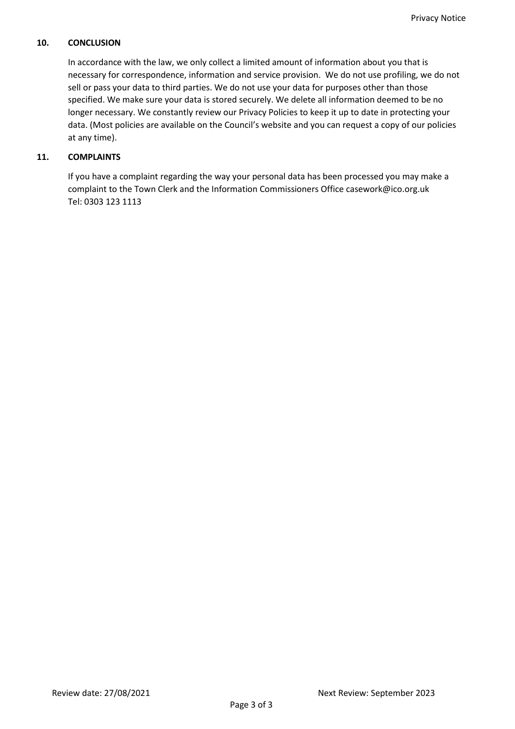## 10. CONCLUSION

In accordance with the law, we only collect a limited amount of information about you that is necessary for correspondence, information and service provision. We do not use profiling, we do not sell or pass your data to third parties. We do not use your data for purposes other than those specified. We make sure your data is stored securely. We delete all information deemed to be no longer necessary. We constantly review our Privacy Policies to keep it up to date in protecting your data. (Most policies are available on the Council's website and you can request a copy of our policies at any time).

## 11. COMPLAINTS

If you have a complaint regarding the way your personal data has been processed you may make a complaint to the Town Clerk and the Information Commissioners Office casework@ico.org.uk
Tel: 0303 123 1113

Review date: 27/08/2021

Next Review: September 2023